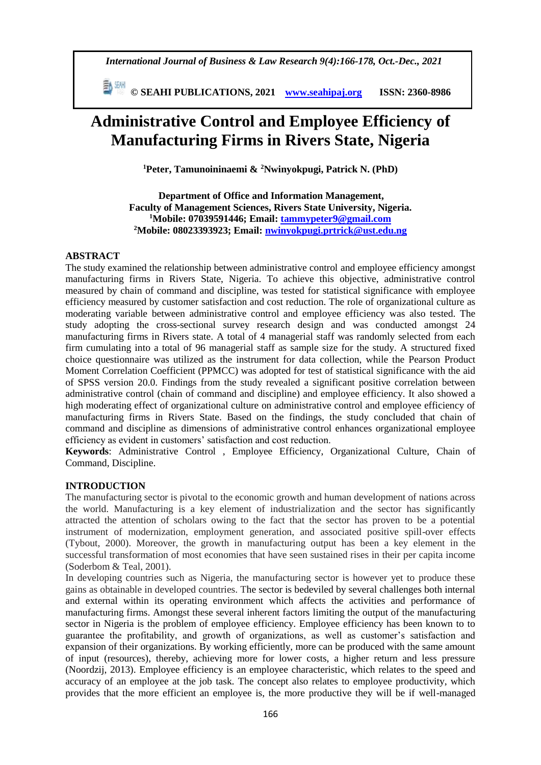# Administrative Control and Employee Efficiency of Manufacturing Firms in Rivers State, Nigeria

**[1]Peter, Tamunoininaemi & [2]Nwinyokpugi, Patrick N. (PhD)**

**Department of Office and Information Management,**
**Faculty of Management Sciences, Rivers State University, Nigeria.**
**[1]Mobile: 07039591446; Email: tammypeter9@gmail.com**
**[2]Mobile: 08023393923; Email: nwinyokpugi.prtrick@ust.edu.ng**

## ABSTRACT

The study examined the relationship between administrative control and employee efficiency amongst manufacturing firms in Rivers State, Nigeria. To achieve this objective, administrative control measured by chain of command and discipline, was tested for statistical significance with employee efficiency measured by customer satisfaction and cost reduction. The role of organizational culture as moderating variable between administrative control and employee efficiency was also tested. The study adopting the cross-sectional survey research design and was conducted amongst 24 manufacturing firms in Rivers state. A total of 4 managerial staff was randomly selected from each firm cumulating into a total of 96 managerial staff as sample size for the study. A structured fixed choice questionnaire was utilized as the instrument for data collection, while the Pearson Product Moment Correlation Coefficient (PPMCC) was adopted for test of statistical significance with the aid of SPSS version 20.0. Findings from the study revealed a significant positive correlation between administrative control (chain of command and discipline) and employee efficiency. It also showed a high moderating effect of organizational culture on administrative control and employee efficiency of manufacturing firms in Rivers State. Based on the findings, the study concluded that chain of command and discipline as dimensions of administrative control enhances organizational employee efficiency as evident in customers' satisfaction and cost reduction.

**Keywords**: Administrative Control , Employee Efficiency, Organizational Culture, Chain of Command, Discipline.

## INTRODUCTION

The manufacturing sector is pivotal to the economic growth and human development of nations across the world. Manufacturing is a key element of industrialization and the sector has significantly attracted the attention of scholars owing to the fact that the sector has proven to be a potential instrument of modernization, employment generation, and associated positive spill-over effects (Tybout, 2000). Moreover, the growth in manufacturing output has been a key element in the successful transformation of most economies that have seen sustained rises in their per capita income (Soderbom & Teal, 2001).

In developing countries such as Nigeria, the manufacturing sector is however yet to produce these gains as obtainable in developed countries. The sector is bedeviled by several challenges both internal and external within its operating environment which affects the activities and performance of manufacturing firms. Amongst these several inherent factors limiting the output of the manufacturing sector in Nigeria is the problem of employee efficiency. Employee efficiency has been known to to guarantee the profitability, and growth of organizations, as well as customer's satisfaction and expansion of their organizations. By working efficiently, more can be produced with the same amount of input (resources), thereby, achieving more for lower costs, a higher return and less pressure (Noordzij, 2013). Employee efficiency is an employee characteristic, which relates to the speed and accuracy of an employee at the job task. The concept also relates to employee productivity, which provides that the more efficient an employee is, the more productive they will be if well-managed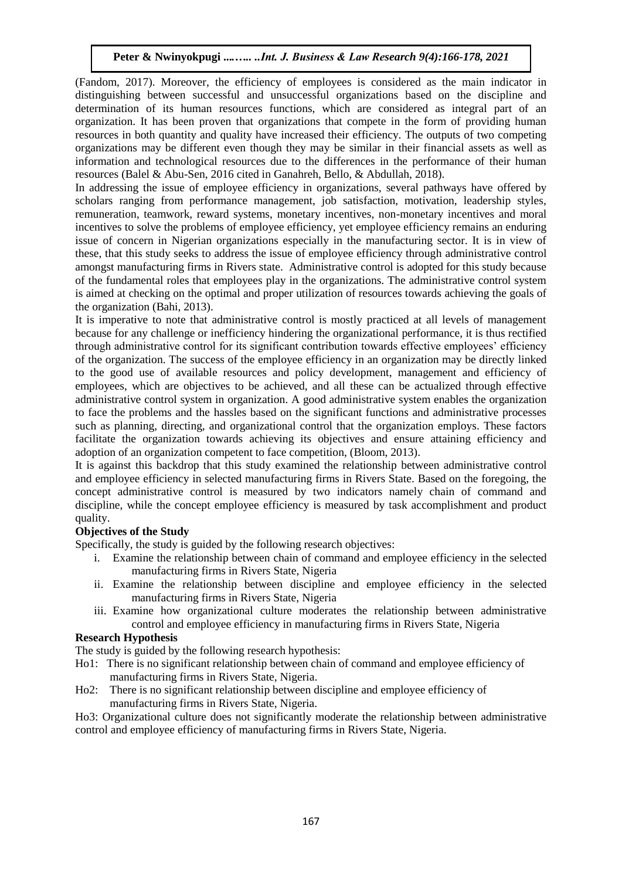(Fandom, 2017). Moreover, the efficiency of employees is considered as the main indicator in distinguishing between successful and unsuccessful organizations based on the discipline and determination of its human resources functions, which are considered as integral part of an organization. It has been proven that organizations that compete in the form of providing human resources in both quantity and quality have increased their efficiency. The outputs of two competing organizations may be different even though they may be similar in their financial assets as well as information and technological resources due to the differences in the performance of their human resources (Balel & Abu-Sen, 2016 cited in Ganahreh, Bello, & Abdullah, 2018).

In addressing the issue of employee efficiency in organizations, several pathways have offered by scholars ranging from performance management, job satisfaction, motivation, leadership styles, remuneration, teamwork, reward systems, monetary incentives, non-monetary incentives and moral incentives to solve the problems of employee efficiency, yet employee efficiency remains an enduring issue of concern in Nigerian organizations especially in the manufacturing sector. It is in view of these, that this study seeks to address the issue of employee efficiency through administrative control amongst manufacturing firms in Rivers state. Administrative control is adopted for this study because of the fundamental roles that employees play in the organizations. The administrative control system is aimed at checking on the optimal and proper utilization of resources towards achieving the goals of the organization (Bahi, 2013).

It is imperative to note that administrative control is mostly practiced at all levels of management because for any challenge or inefficiency hindering the organizational performance, it is thus rectified through administrative control for its significant contribution towards effective employees' efficiency of the organization. The success of the employee efficiency in an organization may be directly linked to the good use of available resources and policy development, management and efficiency of employees, which are objectives to be achieved, and all these can be actualized through effective administrative control system in organization. A good administrative system enables the organization to face the problems and the hassles based on the significant functions and administrative processes such as planning, directing, and organizational control that the organization employs. These factors facilitate the organization towards achieving its objectives and ensure attaining efficiency and adoption of an organization competent to face competition, (Bloom, 2013).

It is against this backdrop that this study examined the relationship between administrative control and employee efficiency in selected manufacturing firms in Rivers State. Based on the foregoing, the concept administrative control is measured by two indicators namely chain of command and discipline, while the concept employee efficiency is measured by task accomplishment and product quality.

**Objectives of the Study**

Specifically, the study is guided by the following research objectives:

i. Examine the relationship between chain of command and employee efficiency in the selected manufacturing firms in Rivers State, Nigeria
ii. Examine the relationship between discipline and employee efficiency in the selected manufacturing firms in Rivers State, Nigeria
iii. Examine how organizational culture moderates the relationship between administrative control and employee efficiency in manufacturing firms in Rivers State, Nigeria

**Research Hypothesis**

The study is guided by the following research hypothesis:

Ho1: There is no significant relationship between chain of command and employee efficiency of manufacturing firms in Rivers State, Nigeria.

Ho2: There is no significant relationship between discipline and employee efficiency of manufacturing firms in Rivers State, Nigeria.

Ho3: Organizational culture does not significantly moderate the relationship between administrative control and employee efficiency of manufacturing firms in Rivers State, Nigeria.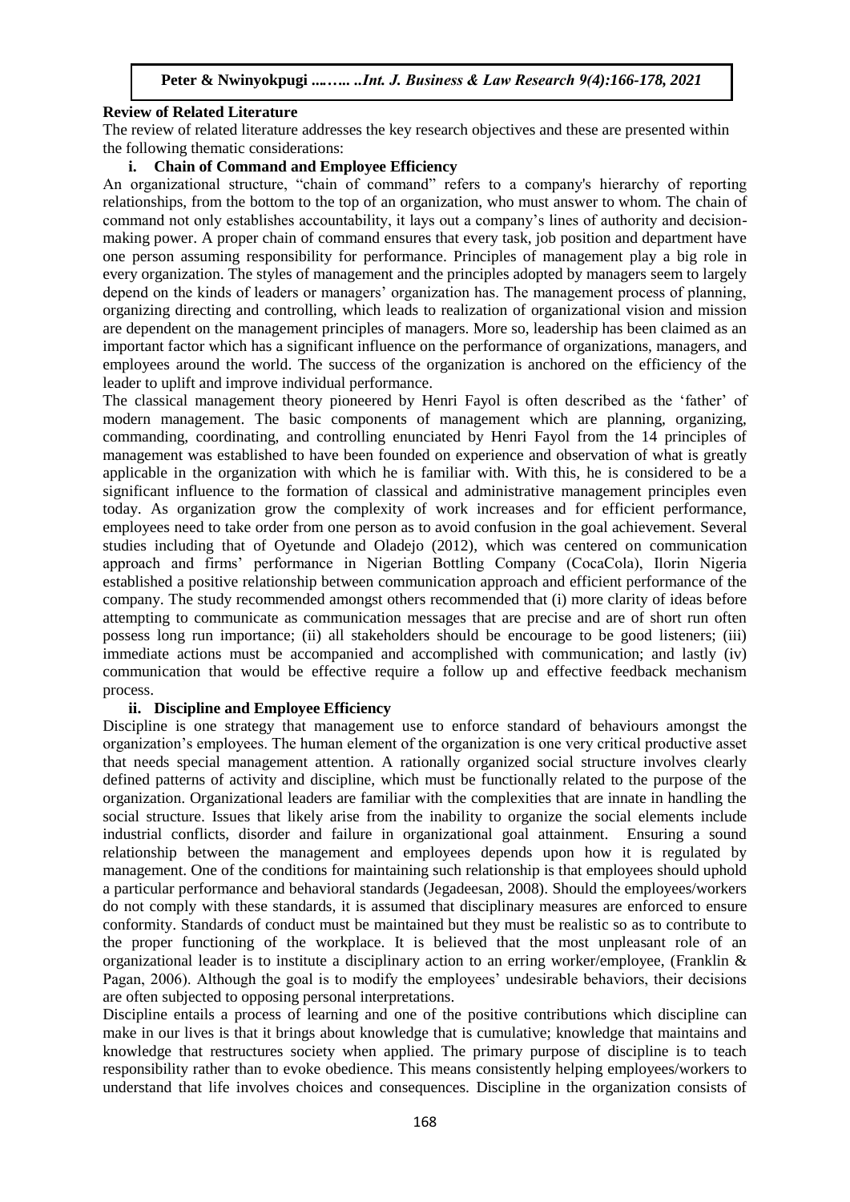## Review of Related Literature

The review of related literature addresses the key research objectives and these are presented within the following thematic considerations:

### i. Chain of Command and Employee Efficiency

An organizational structure, "chain of command" refers to a company's hierarchy of reporting relationships, from the bottom to the top of an organization, who must answer to whom. The chain of command not only establishes accountability, it lays out a company's lines of authority and decision-making power. A proper chain of command ensures that every task, job position and department have one person assuming responsibility for performance. Principles of management play a big role in every organization. The styles of management and the principles adopted by managers seem to largely depend on the kinds of leaders or managers' organization has. The management process of planning, organizing directing and controlling, which leads to realization of organizational vision and mission are dependent on the management principles of managers. More so, leadership has been claimed as an important factor which has a significant influence on the performance of organizations, managers, and employees around the world. The success of the organization is anchored on the efficiency of the leader to uplift and improve individual performance.

The classical management theory pioneered by Henri Fayol is often described as the 'father' of modern management. The basic components of management which are planning, organizing, commanding, coordinating, and controlling enunciated by Henri Fayol from the 14 principles of management was established to have been founded on experience and observation of what is greatly applicable in the organization with which he is familiar with. With this, he is considered to be a significant influence to the formation of classical and administrative management principles even today. As organization grow the complexity of work increases and for efficient performance, employees need to take order from one person as to avoid confusion in the goal achievement. Several studies including that of Oyetunde and Oladejo (2012), which was centered on communication approach and firms' performance in Nigerian Bottling Company (CocaCola), Ilorin Nigeria established a positive relationship between communication approach and efficient performance of the company. The study recommended amongst others recommended that (i) more clarity of ideas before attempting to communicate as communication messages that are precise and are of short run often possess long run importance; (ii) all stakeholders should be encourage to be good listeners; (iii) immediate actions must be accompanied and accomplished with communication; and lastly (iv) communication that would be effective require a follow up and effective feedback mechanism process.

### ii. Discipline and Employee Efficiency

Discipline is one strategy that management use to enforce standard of behaviours amongst the organization's employees. The human element of the organization is one very critical productive asset that needs special management attention. A rationally organized social structure involves clearly defined patterns of activity and discipline, which must be functionally related to the purpose of the organization. Organizational leaders are familiar with the complexities that are innate in handling the social structure. Issues that likely arise from the inability to organize the social elements include industrial conflicts, disorder and failure in organizational goal attainment. Ensuring a sound relationship between the management and employees depends upon how it is regulated by management. One of the conditions for maintaining such relationship is that employees should uphold a particular performance and behavioral standards (Jegadeesan, 2008). Should the employees/workers do not comply with these standards, it is assumed that disciplinary measures are enforced to ensure conformity. Standards of conduct must be maintained but they must be realistic so as to contribute to the proper functioning of the workplace. It is believed that the most unpleasant role of an organizational leader is to institute a disciplinary action to an erring worker/employee, (Franklin & Pagan, 2006). Although the goal is to modify the employees' undesirable behaviors, their decisions are often subjected to opposing personal interpretations.

Discipline entails a process of learning and one of the positive contributions which discipline can make in our lives is that it brings about knowledge that is cumulative; knowledge that maintains and knowledge that restructures society when applied. The primary purpose of discipline is to teach responsibility rather than to evoke obedience. This means consistently helping employees/workers to understand that life involves choices and consequences. Discipline in the organization consists of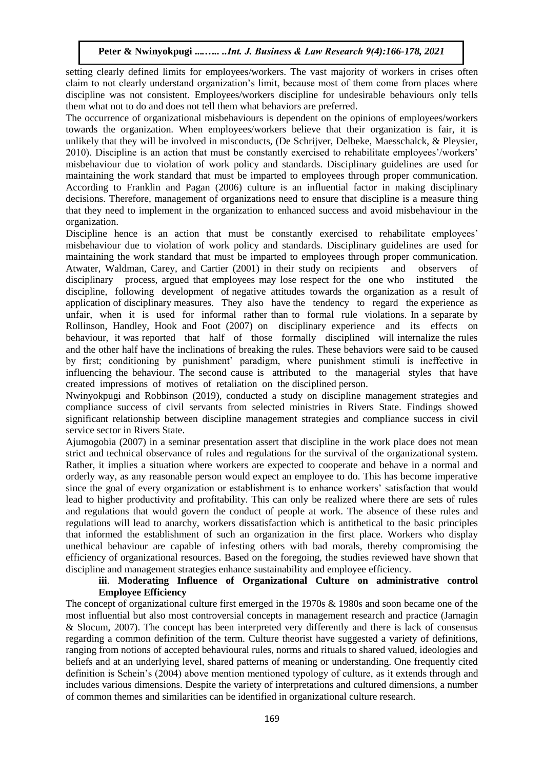setting clearly defined limits for employees/workers. The vast majority of workers in crises often claim to not clearly understand organization's limit, because most of them come from places where discipline was not consistent. Employees/workers discipline for undesirable behaviours only tells them what not to do and does not tell them what behaviors are preferred.

The occurrence of organizational misbehaviours is dependent on the opinions of employees/workers towards the organization. When employees/workers believe that their organization is fair, it is unlikely that they will be involved in misconducts, (De Schrijver, Delbeke, Maesschalck, & Pleysier, 2010). Discipline is an action that must be constantly exercised to rehabilitate employees'/workers' misbehaviour due to violation of work policy and standards. Disciplinary guidelines are used for maintaining the work standard that must be imparted to employees through proper communication. According to Franklin and Pagan (2006) culture is an influential factor in making disciplinary decisions. Therefore, management of organizations need to ensure that discipline is a measure thing that they need to implement in the organization to enhanced success and avoid misbehaviour in the organization.

Discipline hence is an action that must be constantly exercised to rehabilitate employees' misbehaviour due to violation of work policy and standards. Disciplinary guidelines are used for maintaining the work standard that must be imparted to employees through proper communication. Atwater, Waldman, Carey, and Cartier (2001) in their study on recipients and observers of disciplinary process, argued that employees may lose respect for the one who instituted the discipline, following development of negative attitudes towards the organization as a result of application of disciplinary measures. They also have the tendency to regard the experience as unfair, when it is used for informal rather than to formal rule violations. In a separate by Rollinson, Handley, Hook and Foot (2007) on disciplinary experience and its effects on behaviour, it was reported that half of those formally disciplined will internalize the rules and the other half have the inclinations of breaking the rules. These behaviors were said to be caused by first; conditioning by punishment' paradigm, where punishment stimuli is ineffective in influencing the behaviour. The second cause is attributed to the managerial styles that have created impressions of motives of retaliation on the disciplined person.

Nwinyokpugi and Robbinson (2019), conducted a study on discipline management strategies and compliance success of civil servants from selected ministries in Rivers State. Findings showed significant relationship between discipline management strategies and compliance success in civil service sector in Rivers State.

Ajumogobia (2007) in a seminar presentation assert that discipline in the work place does not mean strict and technical observance of rules and regulations for the survival of the organizational system. Rather, it implies a situation where workers are expected to cooperate and behave in a normal and orderly way, as any reasonable person would expect an employee to do. This has become imperative since the goal of every organization or establishment is to enhance workers' satisfaction that would lead to higher productivity and profitability. This can only be realized where there are sets of rules and regulations that would govern the conduct of people at work. The absence of these rules and regulations will lead to anarchy, workers dissatisfaction which is antithetical to the basic principles that informed the establishment of such an organization in the first place. Workers who display unethical behaviour are capable of infesting others with bad morals, thereby compromising the efficiency of organizational resources. Based on the foregoing, the studies reviewed have shown that discipline and management strategies enhance sustainability and employee efficiency.

**iii. Moderating Influence of Organizational Culture on administrative control Employee Efficiency**

The concept of organizational culture first emerged in the 1970s & 1980s and soon became one of the most influential but also most controversial concepts in management research and practice (Jarnagin & Slocum, 2007). The concept has been interpreted very differently and there is lack of consensus regarding a common definition of the term. Culture theorist have suggested a variety of definitions, ranging from notions of accepted behavioural rules, norms and rituals to shared valued, ideologies and beliefs and at an underlying level, shared patterns of meaning or understanding. One frequently cited definition is Schein's (2004) above mention mentioned typology of culture, as it extends through and includes various dimensions. Despite the variety of interpretations and cultured dimensions, a number of common themes and similarities can be identified in organizational culture research.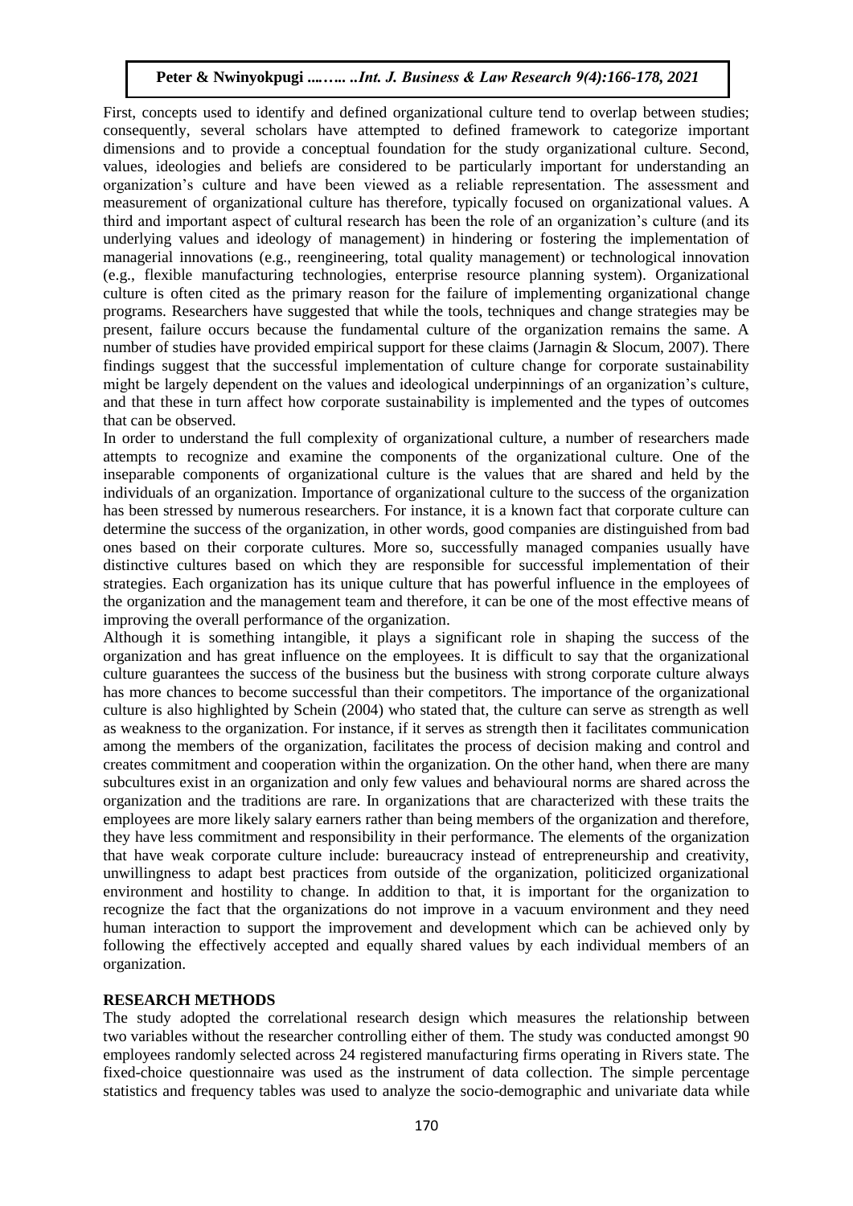First, concepts used to identify and defined organizational culture tend to overlap between studies; consequently, several scholars have attempted to defined framework to categorize important dimensions and to provide a conceptual foundation for the study organizational culture. Second, values, ideologies and beliefs are considered to be particularly important for understanding an organization's culture and have been viewed as a reliable representation. The assessment and measurement of organizational culture has therefore, typically focused on organizational values. A third and important aspect of cultural research has been the role of an organization's culture (and its underlying values and ideology of management) in hindering or fostering the implementation of managerial innovations (e.g., reengineering, total quality management) or technological innovation (e.g., flexible manufacturing technologies, enterprise resource planning system). Organizational culture is often cited as the primary reason for the failure of implementing organizational change programs. Researchers have suggested that while the tools, techniques and change strategies may be present, failure occurs because the fundamental culture of the organization remains the same. A number of studies have provided empirical support for these claims (Jarnagin & Slocum, 2007). There findings suggest that the successful implementation of culture change for corporate sustainability might be largely dependent on the values and ideological underpinnings of an organization's culture, and that these in turn affect how corporate sustainability is implemented and the types of outcomes that can be observed.

In order to understand the full complexity of organizational culture, a number of researchers made attempts to recognize and examine the components of the organizational culture. One of the inseparable components of organizational culture is the values that are shared and held by the individuals of an organization. Importance of organizational culture to the success of the organization has been stressed by numerous researchers. For instance, it is a known fact that corporate culture can determine the success of the organization, in other words, good companies are distinguished from bad ones based on their corporate cultures. More so, successfully managed companies usually have distinctive cultures based on which they are responsible for successful implementation of their strategies. Each organization has its unique culture that has powerful influence in the employees of the organization and the management team and therefore, it can be one of the most effective means of improving the overall performance of the organization.

Although it is something intangible, it plays a significant role in shaping the success of the organization and has great influence on the employees. It is difficult to say that the organizational culture guarantees the success of the business but the business with strong corporate culture always has more chances to become successful than their competitors. The importance of the organizational culture is also highlighted by Schein (2004) who stated that, the culture can serve as strength as well as weakness to the organization. For instance, if it serves as strength then it facilitates communication among the members of the organization, facilitates the process of decision making and control and creates commitment and cooperation within the organization. On the other hand, when there are many subcultures exist in an organization and only few values and behavioural norms are shared across the organization and the traditions are rare. In organizations that are characterized with these traits the employees are more likely salary earners rather than being members of the organization and therefore, they have less commitment and responsibility in their performance. The elements of the organization that have weak corporate culture include: bureaucracy instead of entrepreneurship and creativity, unwillingness to adapt best practices from outside of the organization, politicized organizational environment and hostility to change. In addition to that, it is important for the organization to recognize the fact that the organizations do not improve in a vacuum environment and they need human interaction to support the improvement and development which can be achieved only by following the effectively accepted and equally shared values by each individual members of an organization.

## RESEARCH METHODS

The study adopted the correlational research design which measures the relationship between two variables without the researcher controlling either of them. The study was conducted amongst 90 employees randomly selected across 24 registered manufacturing firms operating in Rivers state. The fixed-choice questionnaire was used as the instrument of data collection. The simple percentage statistics and frequency tables was used to analyze the socio-demographic and univariate data while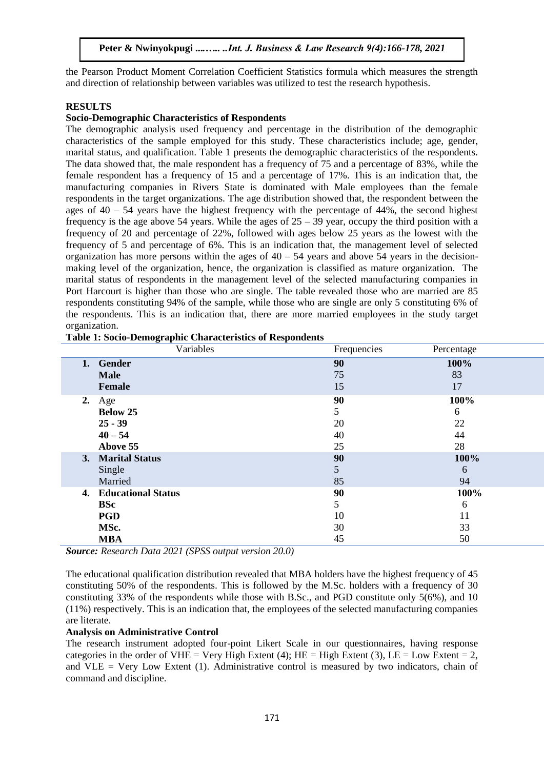the Pearson Product Moment Correlation Coefficient Statistics formula which measures the strength and direction of relationship between variables was utilized to test the research hypothesis.

## RESULTS

### Socio-Demographic Characteristics of Respondents

The demographic analysis used frequency and percentage in the distribution of the demographic characteristics of the sample employed for this study. These characteristics include; age, gender, marital status, and qualification. Table 1 presents the demographic characteristics of the respondents. The data showed that, the male respondent has a frequency of 75 and a percentage of 83%, while the female respondent has a frequency of 15 and a percentage of 17%. This is an indication that, the manufacturing companies in Rivers State is dominated with Male employees than the female respondents in the target organizations. The age distribution showed that, the respondent between the ages of 40 – 54 years have the highest frequency with the percentage of 44%, the second highest frequency is the age above 54 years. While the ages of 25 – 39 year, occupy the third position with a frequency of 20 and percentage of 22%, followed with ages below 25 years as the lowest with the frequency of 5 and percentage of 6%. This is an indication that, the management level of selected organization has more persons within the ages of 40 – 54 years and above 54 years in the decision-making level of the organization, hence, the organization is classified as mature organization. The marital status of respondents in the management level of the selected manufacturing companies in Port Harcourt is higher than those who are single. The table revealed those who are married are 85 respondents constituting 94% of the sample, while those who are single are only 5 constituting 6% of the respondents. This is an indication that, there are more married employees in the study target organization.

**Table 1: Socio-Demographic Characteristics of Respondents**

| Variables | Frequencies | Percentage |
|---|---|---|
| **1. Gender** | **90** | **100%** |
| **Male** | 75 | 83 |
| **Female** | 15 | 17 |
| **2.** Age | **90** | **100%** |
| **Below 25** | 5 | 6 |
| **25 - 39** | 20 | 22 |
| **40 – 54** | 40 | 44 |
| **Above 55** | 25 | 28 |
| **3. Marital Status** | **90** | **100%** |
| Single | 5 | 6 |
| Married | 85 | 94 |
| **4. Educational Status** | **90** | **100%** |
| **BSc** | 5 | 6 |
| **PGD** | 10 | 11 |
| **MSc.** | 30 | 33 |
| **MBA** | 45 | 50 |

***Source:*** *Research Data 2021 (SPSS output version 20.0)*

The educational qualification distribution revealed that MBA holders have the highest frequency of 45 constituting 50% of the respondents. This is followed by the M.Sc. holders with a frequency of 30 constituting 33% of the respondents while those with B.Sc., and PGD constitute only 5(6%), and 10 (11%) respectively. This is an indication that, the employees of the selected manufacturing companies are literate.

### Analysis on Administrative Control

The research instrument adopted four-point Likert Scale in our questionnaires, having response categories in the order of VHE = Very High Extent (4); HE = High Extent (3), LE = Low Extent = 2, and VLE = Very Low Extent (1). Administrative control is measured by two indicators, chain of command and discipline.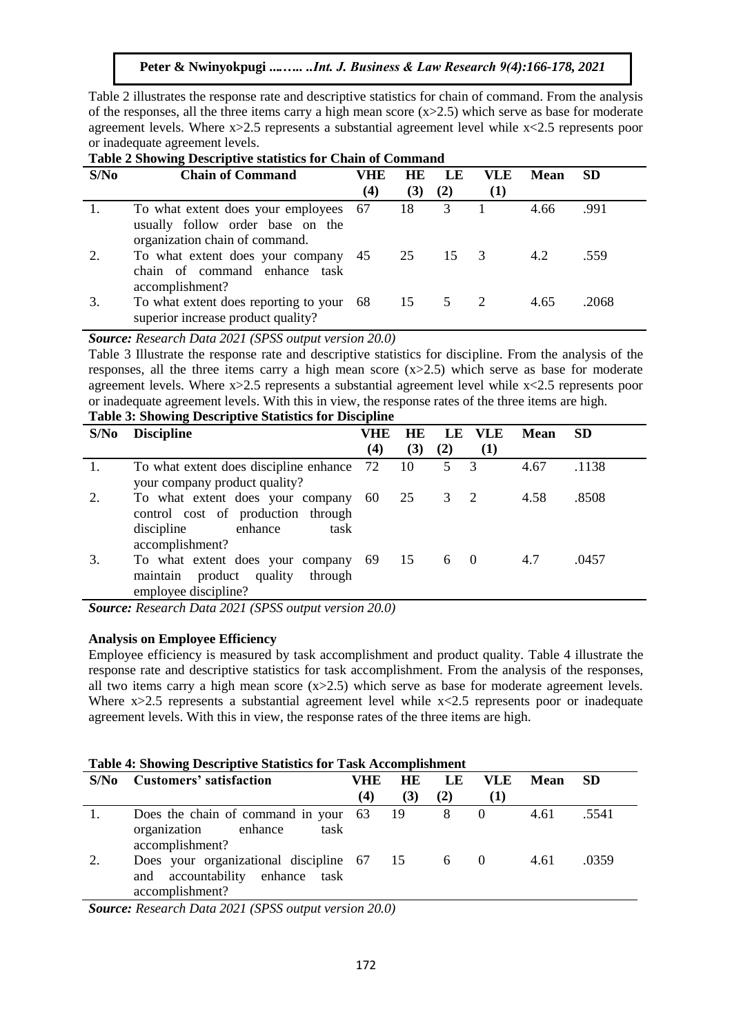Table 2 illustrates the response rate and descriptive statistics for chain of command. From the analysis of the responses, all the three items carry a high mean score ($x>2.5$) which serve as base for moderate agreement levels. Where $x>2.5$ represents a substantial agreement level while $x<2.5$ represents poor or inadequate agreement levels.

**Table 2 Showing Descriptive statistics for Chain of Command**

| S/No | Chain of Command | VHE (4) | HE (3) | LE (2) | VLE (1) | Mean | SD |
|---|---|---|---|---|---|---|---|
| 1. | To what extent does your employees usually follow order base on the organization chain of command. | 67 | 18 | 3 | 1 | 4.66 | .991 |
| 2. | To what extent does your company chain of command enhance task accomplishment? | 45 | 25 | 15 | 3 | 4.2 | .559 |
| 3. | To what extent does reporting to your superior increase product quality? | 68 | 15 | 5 | 2 | 4.65 | .2068 |

***Source:*** *Research Data 2021 (SPSS output version 20.0)*

Table 3 Illustrate the response rate and descriptive statistics for discipline. From the analysis of the responses, all the three items carry a high mean score ($x>2.5$) which serve as base for moderate agreement levels. Where $x>2.5$ represents a substantial agreement level while $x<2.5$ represents poor or inadequate agreement levels. With this in view, the response rates of the three items are high.

**Table 3: Showing Descriptive Statistics for Discipline**

| S/No | Discipline | VHE (4) | HE (3) | LE (2) | VLE (1) | Mean | SD |
|---|---|---|---|---|---|---|---|
| 1. | To what extent does discipline enhance your company product quality? | 72 | 10 | 5 | 3 | 4.67 | .1138 |
| 2. | To what extent does your company control cost of production through discipline enhance task accomplishment? | 60 | 25 | 3 | 2 | 4.58 | .8508 |
| 3. | To what extent does your company maintain product quality through employee discipline? | 69 | 15 | 6 | 0 | 4.7 | .0457 |

***Source:*** *Research Data 2021 (SPSS output version 20.0)*

**Analysis on Employee Efficiency**

Employee efficiency is measured by task accomplishment and product quality. Table 4 illustrate the response rate and descriptive statistics for task accomplishment. From the analysis of the responses, all two items carry a high mean score ($x>2.5$) which serve as base for moderate agreement levels. Where $x>2.5$ represents a substantial agreement level while $x<2.5$ represents poor or inadequate agreement levels. With this in view, the response rates of the three items are high.

**Table 4: Showing Descriptive Statistics for Task Accomplishment**

| S/No | Customers' satisfaction | VHE (4) | HE (3) | LE (2) | VLE (1) | Mean | SD |
|---|---|---|---|---|---|---|---|
| 1. | Does the chain of command in your organization enhance task accomplishment? | 63 | 19 | 8 | 0 | 4.61 | .5541 |
| 2. | Does your organizational discipline and accountability enhance task accomplishment? | 67 | 15 | 6 | 0 | 4.61 | .0359 |

***Source:*** *Research Data 2021 (SPSS output version 20.0)*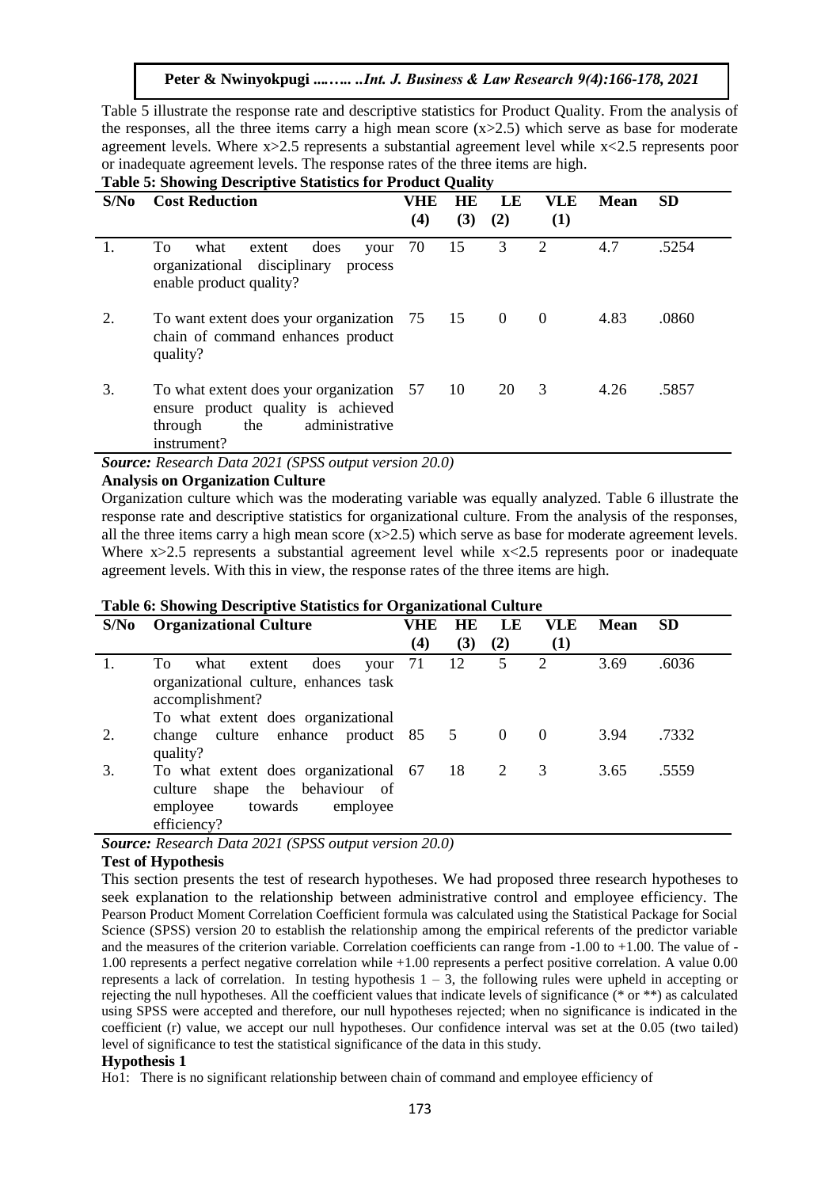Table 5 illustrate the response rate and descriptive statistics for Product Quality. From the analysis of the responses, all the three items carry a high mean score ($x>2.5$) which serve as base for moderate agreement levels. Where $x>2.5$ represents a substantial agreement level while $x<2.5$ represents poor or inadequate agreement levels. The response rates of the three items are high.

**Table 5: Showing Descriptive Statistics for Product Quality**

| S/No | Cost Reduction | VHE (4) | HE (3) | LE (2) | VLE (1) | Mean | SD |
|---|---|---|---|---|---|---|---|
| 1. | To what extent does your organizational disciplinary process enable product quality? | 70 | 15 | 3 | 2 | 4.7 | .5254 |
| 2. | To want extent does your organization chain of command enhances product quality? | 75 | 15 | 0 | 0 | 4.83 | .0860 |
| 3. | To what extent does your organization ensure product quality is achieved through the administrative instrument? | 57 | 10 | 20 | 3 | 4.26 | .5857 |

***Source:*** *Research Data 2021 (SPSS output version 20.0)*

**Analysis on Organization Culture**

Organization culture which was the moderating variable was equally analyzed. Table 6 illustrate the response rate and descriptive statistics for organizational culture. From the analysis of the responses, all the three items carry a high mean score ($x>2.5$) which serve as base for moderate agreement levels. Where $x>2.5$ represents a substantial agreement level while $x<2.5$ represents poor or inadequate agreement levels. With this in view, the response rates of the three items are high.

**Table 6: Showing Descriptive Statistics for Organizational Culture**

| S/No | Organizational Culture | VHE (4) | HE (3) | LE (2) | VLE (1) | Mean | SD |
|---|---|---|---|---|---|---|---|
| 1. | To what extent does your organizational culture, enhances task accomplishment? | 71 | 12 | 5 | 2 | 3.69 | .6036 |
| 2. | To what extent does organizational change culture enhance product quality? | 85 | 5 | 0 | 0 | 3.94 | .7332 |
| 3. | To what extent does organizational culture shape the behaviour of employee towards employee efficiency? | 67 | 18 | 2 | 3 | 3.65 | .5559 |

***Source:*** *Research Data 2021 (SPSS output version 20.0)*

**Test of Hypothesis**

This section presents the test of research hypotheses. We had proposed three research hypotheses to seek explanation to the relationship between administrative control and employee efficiency. The Pearson Product Moment Correlation Coefficient formula was calculated using the Statistical Package for Social Science (SPSS) version 20 to establish the relationship among the empirical referents of the predictor variable and the measures of the criterion variable. Correlation coefficients can range from -1.00 to +1.00. The value of -1.00 represents a perfect negative correlation while +1.00 represents a perfect positive correlation. A value 0.00 represents a lack of correlation. In testing hypothesis 1 – 3, the following rules were upheld in accepting or rejecting the null hypotheses. All the coefficient values that indicate levels of significance (* or **) as calculated using SPSS were accepted and therefore, our null hypotheses rejected; when no significance is indicated in the coefficient (r) value, we accept our null hypotheses. Our confidence interval was set at the 0.05 (two tailed) level of significance to test the statistical significance of the data in this study.

**Hypothesis 1**

Ho1: There is no significant relationship between chain of command and employee efficiency of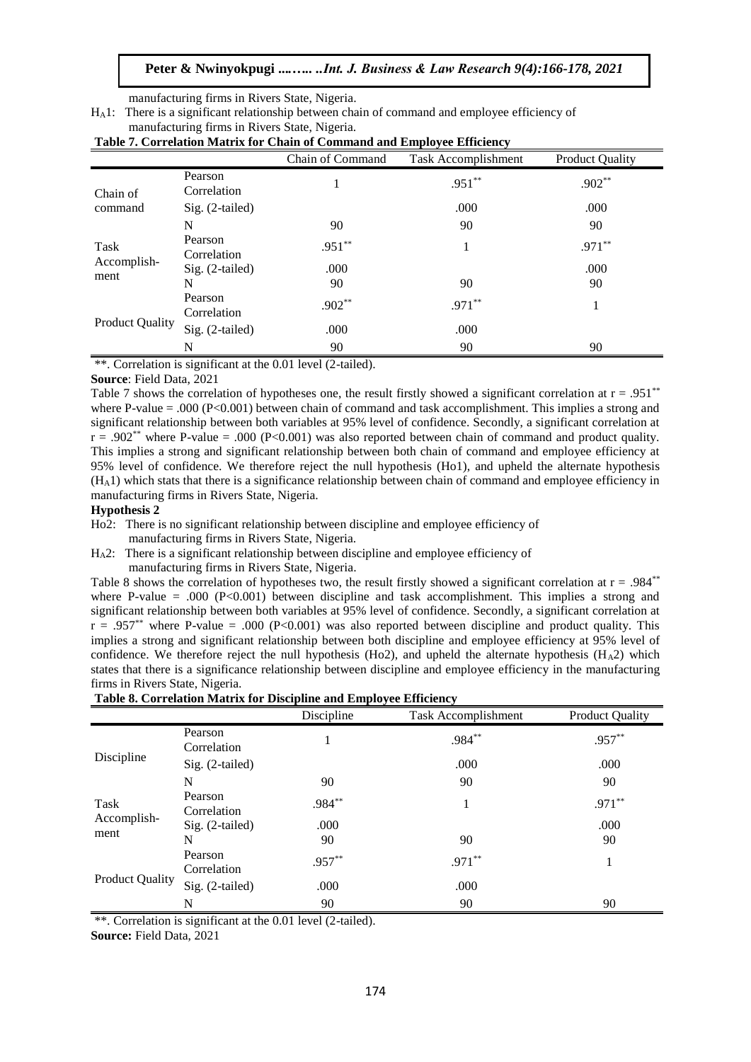manufacturing firms in Rivers State, Nigeria.

$H_A1$: There is a significant relationship between chain of command and employee efficiency of manufacturing firms in Rivers State, Nigeria.

**Table 7. Correlation Matrix for Chain of Command and Employee Efficiency**

| | | Chain of Command | Task Accomplishment | Product Quality |
|---|---|---|---|---|
| Chain of command | Pearson Correlation | 1 | .951** | .902** |
| | Sig. (2-tailed) | | .000 | .000 |
| | N | 90 | 90 | 90 |
| Task Accomplish-ment | Pearson Correlation | .951** | 1 | .971** |
| | Sig. (2-tailed) | .000 | | .000 |
| | N | 90 | 90 | 90 |
| Product Quality | Pearson Correlation | .902** | .971** | 1 |
| | Sig. (2-tailed) | .000 | .000 | |
| | N | 90 | 90 | 90 |

**. Correlation is significant at the 0.01 level (2-tailed).

**Source**: Field Data, 2021

Table 7 shows the correlation of hypotheses one, the result firstly showed a significant correlation at r = .951** where P-value = .000 (P<0.001) between chain of command and task accomplishment. This implies a strong and significant relationship between both variables at 95% level of confidence. Secondly, a significant correlation at r = .902** where P-value = .000 (P<0.001) was also reported between chain of command and product quality. This implies a strong and significant relationship between both chain of command and employee efficiency at 95% level of confidence. We therefore reject the null hypothesis (Ho1), and upheld the alternate hypothesis ($H_A1$) which stats that there is a significance relationship between chain of command and employee efficiency in manufacturing firms in Rivers State, Nigeria.

**Hypothesis 2**

Ho2: There is no significant relationship between discipline and employee efficiency of manufacturing firms in Rivers State, Nigeria.

$H_A2$: There is a significant relationship between discipline and employee efficiency of manufacturing firms in Rivers State, Nigeria.

Table 8 shows the correlation of hypotheses two, the result firstly showed a significant correlation at r = .984** where P-value = .000 (P<0.001) between discipline and task accomplishment. This implies a strong and significant relationship between both variables at 95% level of confidence. Secondly, a significant correlation at r = .957** where P-value = .000 (P<0.001) was also reported between discipline and product quality. This implies a strong and significant relationship between both discipline and employee efficiency at 95% level of confidence. We therefore reject the null hypothesis (Ho2), and upheld the alternate hypothesis ($H_A2$) which states that there is a significance relationship between discipline and employee efficiency in the manufacturing firms in Rivers State, Nigeria.

**Table 8. Correlation Matrix for Discipline and Employee Efficiency**

| | | Discipline | Task Accomplishment | Product Quality |
|---|---|---|---|---|
| Discipline | Pearson Correlation | 1 | .984** | .957** |
| | Sig. (2-tailed) | | .000 | .000 |
| | N | 90 | 90 | 90 |
| Task Accomplish-ment | Pearson Correlation | .984** | 1 | .971** |
| | Sig. (2-tailed) | .000 | | .000 |
| | N | 90 | 90 | 90 |
| Product Quality | Pearson Correlation | .957** | .971** | 1 |
| | Sig. (2-tailed) | .000 | .000 | |
| | N | 90 | 90 | 90 |

**. Correlation is significant at the 0.01 level (2-tailed).

**Source:** Field Data, 2021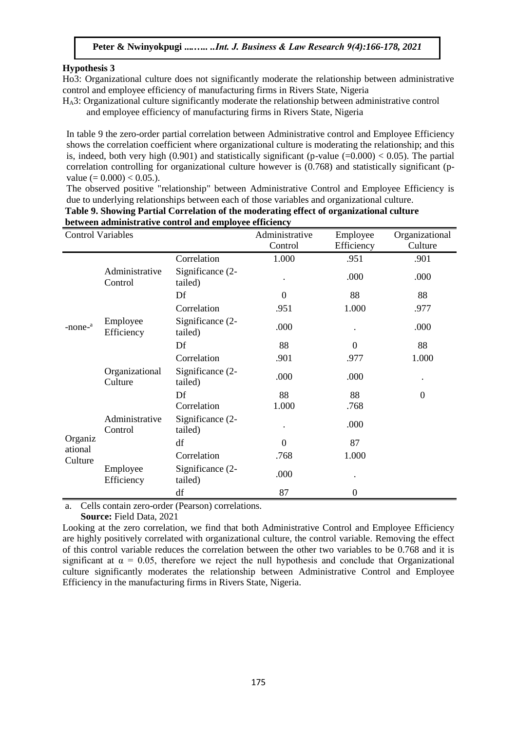**Hypothesis 3**

Ho3: Organizational culture does not significantly moderate the relationship between administrative control and employee efficiency of manufacturing firms in Rivers State, Nigeria

$H_A3$: Organizational culture significantly moderate the relationship between administrative control and employee efficiency of manufacturing firms in Rivers State, Nigeria

In table 9 the zero-order partial correlation between Administrative control and Employee Efficiency shows the correlation coefficient where organizational culture is moderating the relationship; and this is, indeed, both very high (0.901) and statistically significant (p-value (=0.000) < 0.05). The partial correlation controlling for organizational culture however is (0.768) and statistically significant (p-value (= 0.000) < 0.05.).

The observed positive "relationship" between Administrative Control and Employee Efficiency is due to underlying relationships between each of those variables and organizational culture.

**Table 9. Showing Partial Correlation of the moderating effect of organizational culture between administrative control and employee efficiency**

| Control Variables | | | Administrative Control | Employee Efficiency | Organizational Culture |
|---|---|---|---|---|---|
| -none-[a] | Administrative Control | Correlation | 1.000 | .951 | .901 |
| | | Significance (2-tailed) | . | .000 | .000 |
| | | Df | 0 | 88 | 88 |
| | Employee Efficiency | Correlation | .951 | 1.000 | .977 |
| | | Significance (2-tailed) | .000 | . | .000 |
| | | Df | 88 | 0 | 88 |
| | Organizational Culture | Correlation | .901 | .977 | 1.000 |
| | | Significance (2-tailed) | .000 | .000 | . |
| | | Df | 88 | 88 | 0 |
| Organizational Culture | Administrative Control | Correlation | 1.000 | .768 | |
| | | Significance (2-tailed) | . | .000 | |
| | | df | 0 | 87 | |
| | Employee Efficiency | Correlation | .768 | 1.000 | |
| | | Significance (2-tailed) | .000 | . | |
| | | df | 87 | 0 | |

a. Cells contain zero-order (Pearson) correlations.

**Source:** Field Data, 2021

Looking at the zero correlation, we find that both Administrative Control and Employee Efficiency are highly positively correlated with organizational culture, the control variable. Removing the effect of this control variable reduces the correlation between the other two variables to be 0.768 and it is significant at $\alpha = 0.05$, therefore we reject the null hypothesis and conclude that Organizational culture significantly moderates the relationship between Administrative Control and Employee Efficiency in the manufacturing firms in Rivers State, Nigeria.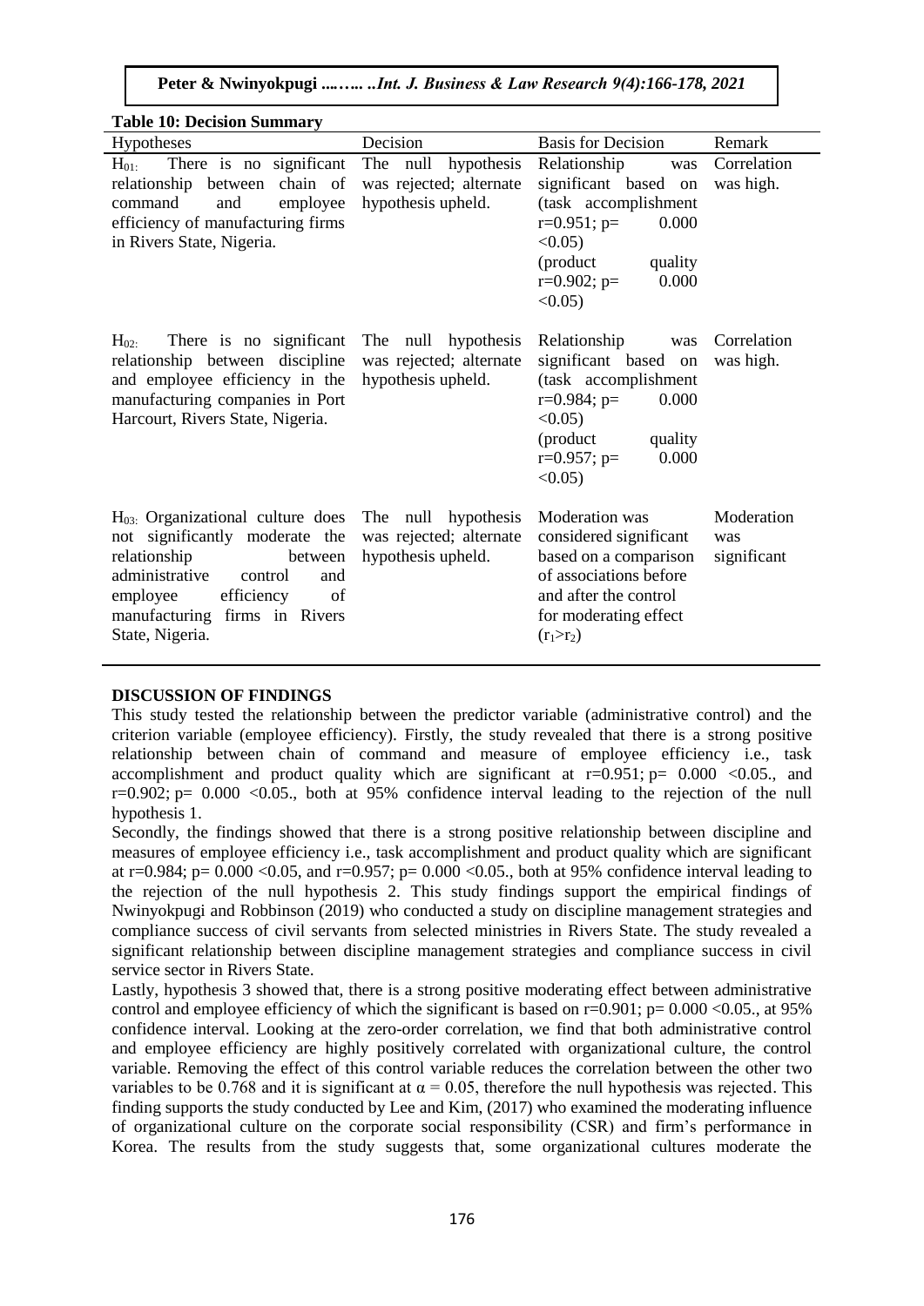**Table 10: Decision Summary**

| Hypotheses | Decision | Basis for Decision | Remark |
|---|---|---|---|
| $H_{01}$: There is no significant relationship between chain of command and employee efficiency of manufacturing firms in Rivers State, Nigeria. | The null hypothesis was rejected; alternate hypothesis upheld. | Relationship was significant based on (task accomplishment $r=0.951$; $p= 0.000 <0.05$) (product quality $r=0.902$; $p= 0.000 <0.05$) | Correlation was high. |
| $H_{02}$: There is no significant relationship between discipline and employee efficiency in the manufacturing companies in Port Harcourt, Rivers State, Nigeria. | The null hypothesis was rejected; alternate hypothesis upheld. | Relationship was significant based on (task accomplishment $r=0.984$; $p= 0.000 <0.05$) (product quality $r=0.957$; $p= 0.000 <0.05$) | Correlation was high. |
| $H_{03}$: Organizational culture does not significantly moderate the relationship between administrative control and employee efficiency of manufacturing firms in Rivers State, Nigeria. | The null hypothesis was rejected; alternate hypothesis upheld. | Moderation was considered significant based on a comparison of associations before and after the control for moderating effect ($r_1>r_2$) | Moderation was significant |

## DISCUSSION OF FINDINGS

This study tested the relationship between the predictor variable (administrative control) and the criterion variable (employee efficiency). Firstly, the study revealed that there is a strong positive relationship between chain of command and measure of employee efficiency i.e., task accomplishment and product quality which are significant at $r=0.951$; $p= 0.000 <0.05$., and $r=0.902$; $p= 0.000 <0.05$., both at 95% confidence interval leading to the rejection of the null hypothesis 1.

Secondly, the findings showed that there is a strong positive relationship between discipline and measures of employee efficiency i.e., task accomplishment and product quality which are significant at $r=0.984$; $p= 0.000 <0.05$, and $r=0.957$; $p= 0.000 <0.05$., both at 95% confidence interval leading to the rejection of the null hypothesis 2. This study findings support the empirical findings of Nwinyokpugi and Robbinson (2019) who conducted a study on discipline management strategies and compliance success of civil servants from selected ministries in Rivers State. The study revealed a significant relationship between discipline management strategies and compliance success in civil service sector in Rivers State.

Lastly, hypothesis 3 showed that, there is a strong positive moderating effect between administrative control and employee efficiency of which the significant is based on $r=0.901$; $p= 0.000 <0.05$., at 95% confidence interval. Looking at the zero-order correlation, we find that both administrative control and employee efficiency are highly positively correlated with organizational culture, the control variable. Removing the effect of this control variable reduces the correlation between the other two variables to be 0.768 and it is significant at $\alpha = 0.05$, therefore the null hypothesis was rejected. This finding supports the study conducted by Lee and Kim, (2017) who examined the moderating influence of organizational culture on the corporate social responsibility (CSR) and firm's performance in Korea. The results from the study suggests that, some organizational cultures moderate the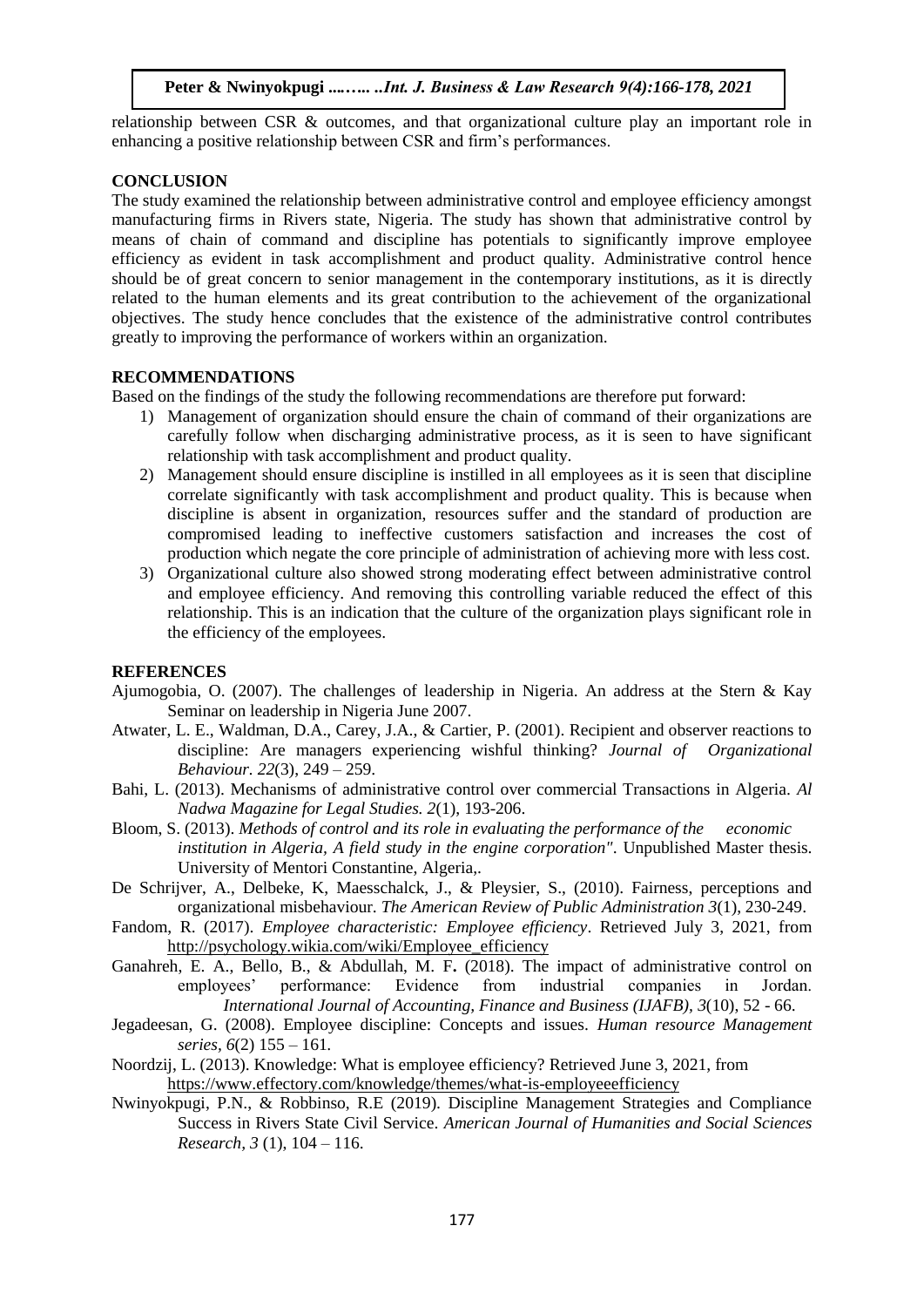relationship between CSR & outcomes, and that organizational culture play an important role in enhancing a positive relationship between CSR and firm's performances.

## CONCLUSION

The study examined the relationship between administrative control and employee efficiency amongst manufacturing firms in Rivers state, Nigeria. The study has shown that administrative control by means of chain of command and discipline has potentials to significantly improve employee efficiency as evident in task accomplishment and product quality. Administrative control hence should be of great concern to senior management in the contemporary institutions, as it is directly related to the human elements and its great contribution to the achievement of the organizational objectives. The study hence concludes that the existence of the administrative control contributes greatly to improving the performance of workers within an organization.

## RECOMMENDATIONS

Based on the findings of the study the following recommendations are therefore put forward:

1) Management of organization should ensure the chain of command of their organizations are carefully follow when discharging administrative process, as it is seen to have significant relationship with task accomplishment and product quality.
2) Management should ensure discipline is instilled in all employees as it is seen that discipline correlate significantly with task accomplishment and product quality. This is because when discipline is absent in organization, resources suffer and the standard of production are compromised leading to ineffective customers satisfaction and increases the cost of production which negate the core principle of administration of achieving more with less cost.
3) Organizational culture also showed strong moderating effect between administrative control and employee efficiency. And removing this controlling variable reduced the effect of this relationship. This is an indication that the culture of the organization plays significant role in the efficiency of the employees.

## REFERENCES

Ajumogobia, O. (2007). The challenges of leadership in Nigeria. An address at the Stern & Kay Seminar on leadership in Nigeria June 2007.

Atwater, L. E., Waldman, D.A., Carey, J.A., & Cartier, P. (2001). Recipient and observer reactions to discipline: Are managers experiencing wishful thinking? *Journal of Organizational Behaviour. 22*(3), 249 – 259.

Bahi, L. (2013). Mechanisms of administrative control over commercial Transactions in Algeria. *Al Nadwa Magazine for Legal Studies. 2*(1), 193-206.

Bloom, S. (2013). *Methods of control and its role in evaluating the performance of the economic institution in Algeria, A field study in the engine corporation"*. Unpublished Master thesis. University of Mentori Constantine, Algeria,.

De Schrijver, A., Delbeke, K, Maesschalck, J., & Pleysier, S., (2010). Fairness, perceptions and organizational misbehaviour. *The American Review of Public Administration 3*(1), 230-249.

Fandom, R. (2017). *Employee characteristic: Employee efficiency*. Retrieved July 3, 2021, from http://psychology.wikia.com/wiki/Employee_efficiency

Ganahreh, E. A., Bello, B., & Abdullah, M. F**.** (2018). The impact of administrative control on employees' performance: Evidence from industrial companies in Jordan. *International Journal of Accounting, Finance and Business (IJAFB), 3*(10), 52 - 66.

Jegadeesan, G. (2008). Employee discipline: Concepts and issues. *Human resource Management series, 6*(2) 155 – 161.

Noordzij, L. (2013). Knowledge: What is employee efficiency? Retrieved June 3, 2021, from https://www.effectory.com/knowledge/themes/what-is-employeeefficiency

Nwinyokpugi, P.N., & Robbinso, R.E (2019). Discipline Management Strategies and Compliance Success in Rivers State Civil Service. *American Journal of Humanities and Social Sciences Research, 3* (1), 104 – 116.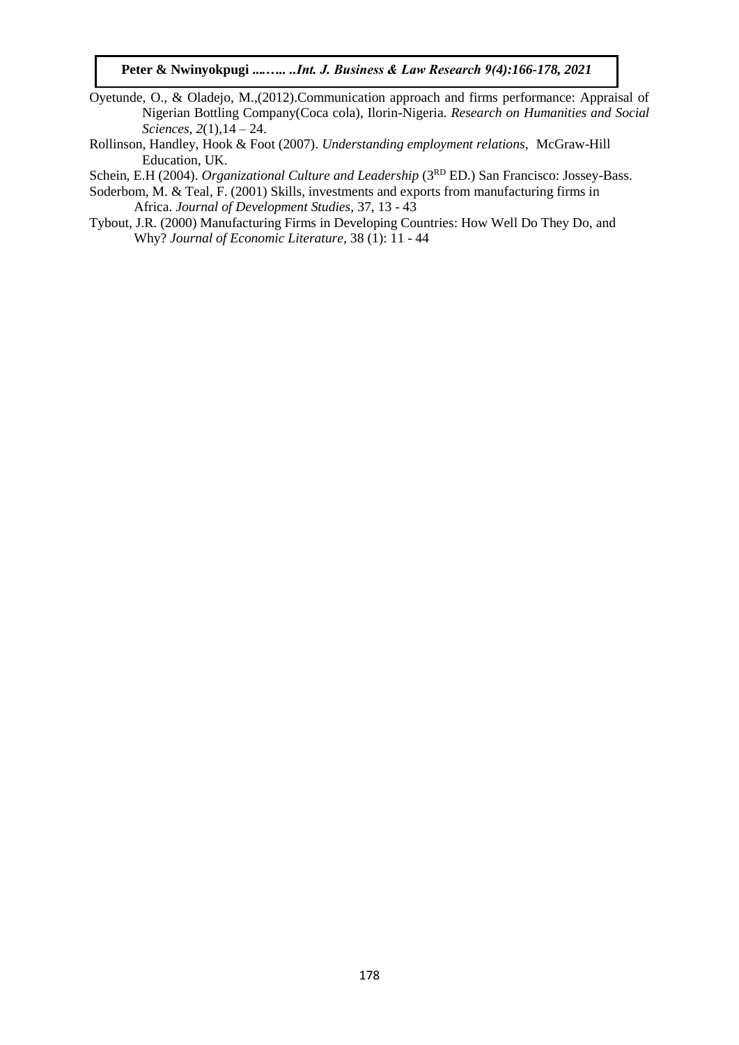Oyetunde, O., & Oladejo, M.,(2012).Communication approach and firms performance: Appraisal of Nigerian Bottling Company(Coca cola), Ilorin-Nigeria. *Research on Humanities and Social Sciences, 2*(1),14 – 24.

Rollinson, Handley, Hook & Foot (2007). *Understanding employment relations,* McGraw-Hill Education, UK.

Schein, E.H (2004). *Organizational Culture and Leadership* (3RD ED.) San Francisco: Jossey-Bass.

Soderbom, M. & Teal, F. (2001) Skills, investments and exports from manufacturing firms in Africa. *Journal of Development Studies,* 37, 13 - 43

Tybout, J.R. (2000) Manufacturing Firms in Developing Countries: How Well Do They Do, and Why? *Journal of Economic Literature*, 38 (1): 11 - 44